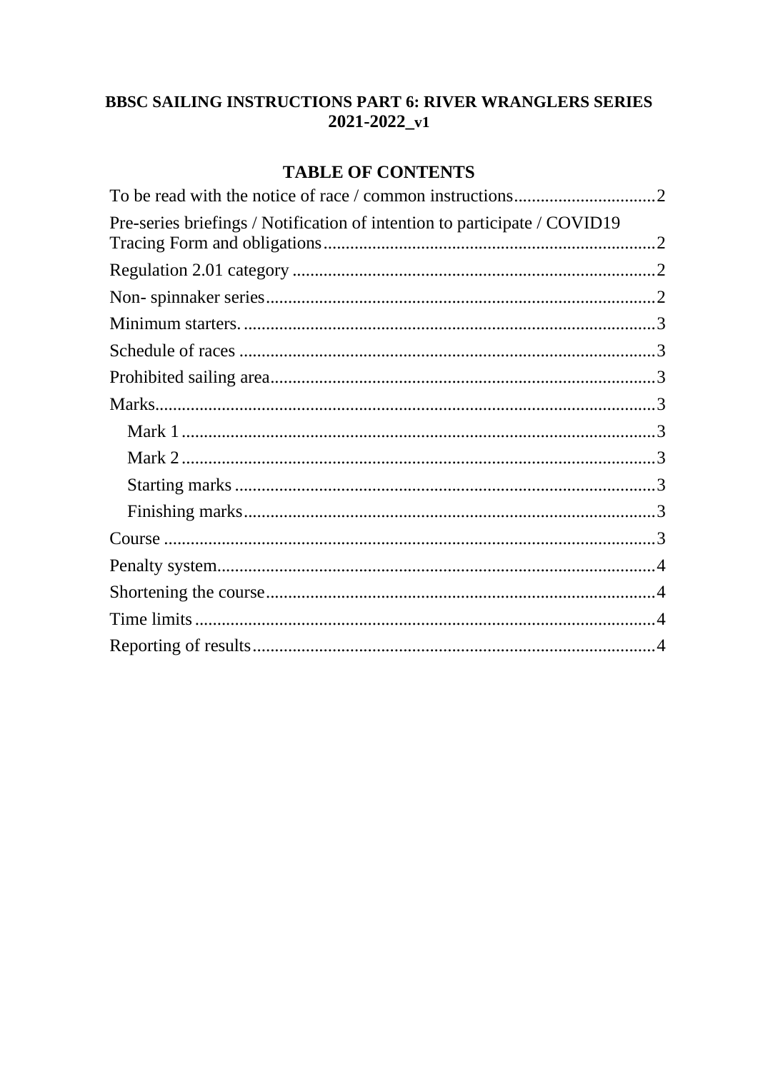# BBSC SAILING INSTRUCTIONS PART 6: RIVER WRANGLERS SERIES 2021-2022_v1

## TABLE OF CONTENTS

To be read with the notice of race / common instructions................................2

Pre-series briefings / Notification of intention to participate / COVID19 Tracing Form and obligations..........................................................................2

Regulation 2.01 category .................................................................................2

Non- spinnaker series.......................................................................................2

Minimum starters. ............................................................................................3

Schedule of races .............................................................................................3

Prohibited sailing area......................................................................................3

Marks................................................................................................................3

- Mark 1 ..........................................................................................3
- Mark 2 ..........................................................................................3
- Starting marks ..............................................................................3
- Finishing marks............................................................................3

Course ..............................................................................................................3

Penalty system..................................................................................................4

Shortening the course.......................................................................................4

Time limits .......................................................................................................4

Reporting of results..........................................................................................4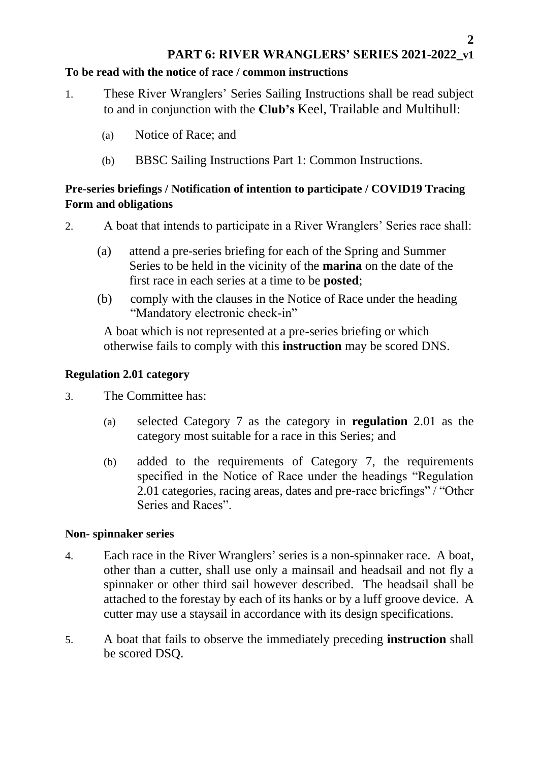# PART 6: RIVER WRANGLERS' SERIES 2021-2022_v1

**To be read with the notice of race / common instructions**

1. These River Wranglers' Series Sailing Instructions shall be read subject to and in conjunction with the **Club's** Keel, Trailable and Multihull:

   (a) Notice of Race; and

   (b) BBSC Sailing Instructions Part 1: Common Instructions.

**Pre-series briefings / Notification of intention to participate / COVID19 Tracing Form and obligations**

2. A boat that intends to participate in a River Wranglers' Series race shall:

   (a) attend a pre-series briefing for each of the Spring and Summer Series to be held in the vicinity of the **marina** on the date of the first race in each series at a time to be **posted**;

   (b) comply with the clauses in the Notice of Race under the heading "Mandatory electronic check-in"

   A boat which is not represented at a pre-series briefing or which otherwise fails to comply with this **instruction** may be scored DNS.

**Regulation 2.01 category**

3. The Committee has:

   (a) selected Category 7 as the category in **regulation** 2.01 as the category most suitable for a race in this Series; and

   (b) added to the requirements of Category 7, the requirements specified in the Notice of Race under the headings "Regulation 2.01 categories, racing areas, dates and pre-race briefings" / "Other Series and Races".

**Non- spinnaker series**

4. Each race in the River Wranglers' series is a non-spinnaker race. A boat, other than a cutter, shall use only a mainsail and headsail and not fly a spinnaker or other third sail however described. The headsail shall be attached to the forestay by each of its hanks or by a luff groove device. A cutter may use a staysail in accordance with its design specifications.

5. A boat that fails to observe the immediately preceding **instruction** shall be scored DSQ.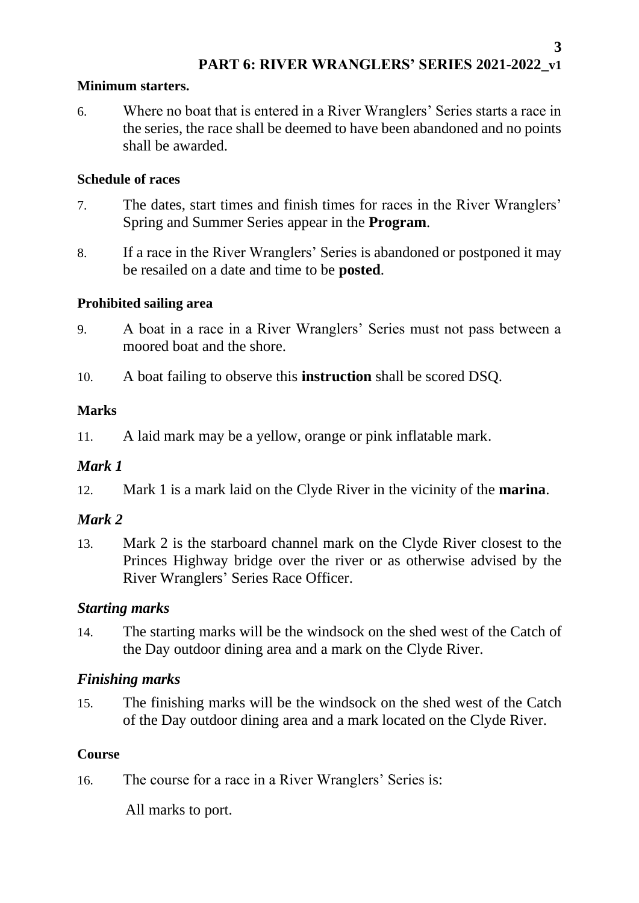**Minimum starters.**

6. Where no boat that is entered in a River Wranglers' Series starts a race in the series, the race shall be deemed to have been abandoned and no points shall be awarded.

**Schedule of races**

7. The dates, start times and finish times for races in the River Wranglers' Spring and Summer Series appear in the **Program**.

8. If a race in the River Wranglers' Series is abandoned or postponed it may be resailed on a date and time to be **posted**.

**Prohibited sailing area**

9. A boat in a race in a River Wranglers' Series must not pass between a moored boat and the shore.

10. A boat failing to observe this **instruction** shall be scored DSQ.

**Marks**

11. A laid mark may be a yellow, orange or pink inflatable mark.

***Mark 1***

12. Mark 1 is a mark laid on the Clyde River in the vicinity of the **marina**.

***Mark 2***

13. Mark 2 is the starboard channel mark on the Clyde River closest to the Princes Highway bridge over the river or as otherwise advised by the River Wranglers' Series Race Officer.

***Starting marks***

14. The starting marks will be the windsock on the shed west of the Catch of the Day outdoor dining area and a mark on the Clyde River.

***Finishing marks***

15. The finishing marks will be the windsock on the shed west of the Catch of the Day outdoor dining area and a mark located on the Clyde River.

**Course**

16. The course for a race in a River Wranglers' Series is:

All marks to port.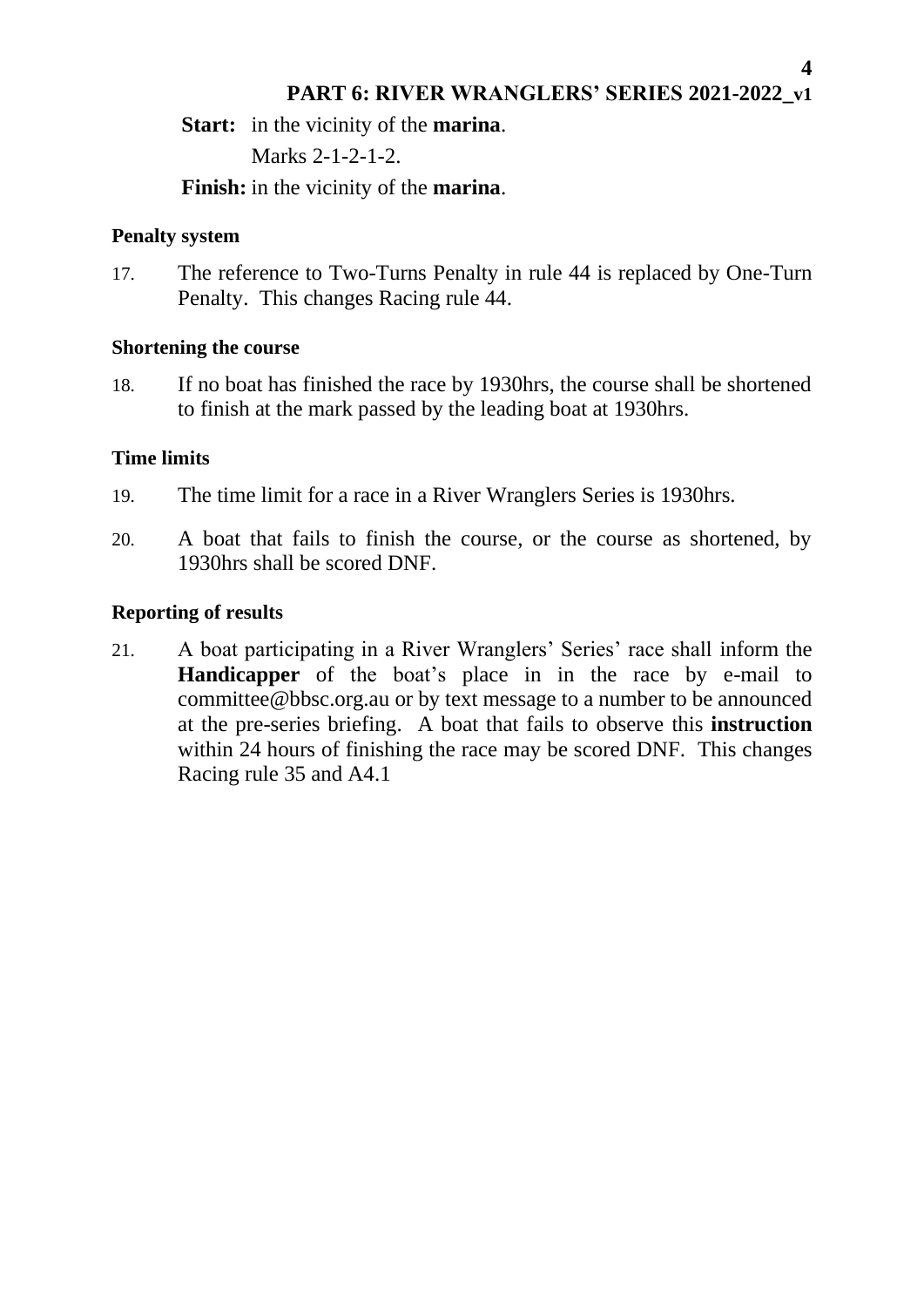**Start:** in the vicinity of the **marina**.

Marks 2-1-2-1-2.

**Finish:** in the vicinity of the **marina**.

#### Penalty system

17. The reference to Two-Turns Penalty in rule 44 is replaced by One-Turn Penalty. This changes Racing rule 44.

#### Shortening the course

18. If no boat has finished the race by 1930hrs, the course shall be shortened to finish at the mark passed by the leading boat at 1930hrs.

#### Time limits

19. The time limit for a race in a River Wranglers Series is 1930hrs.

20. A boat that fails to finish the course, or the course as shortened, by 1930hrs shall be scored DNF.

#### Reporting of results

21. A boat participating in a River Wranglers' Series' race shall inform the **Handicapper** of the boat's place in in the race by e-mail to committee@bbsc.org.au or by text message to a number to be announced at the pre-series briefing. A boat that fails to observe this **instruction** within 24 hours of finishing the race may be scored DNF. This changes Racing rule 35 and A4.1